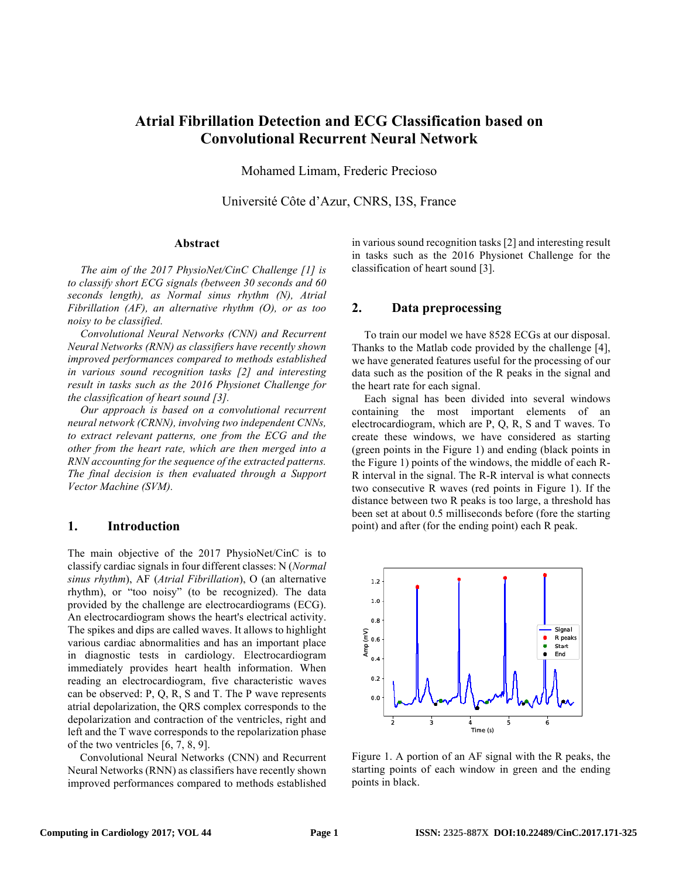# Atrial Fibrillation Detection and ECG Classification based on Convolutional Recurrent Neural Network

Mohamed Limam, Frederic Precioso

Université Côte d'Azur, CNRS, I3S, France

## Abstract

*The aim of the 2017 PhysioNet/CinC Challenge [1] is to classify short ECG signals (between 30 seconds and 60 seconds length), as Normal sinus rhythm (N), Atrial Fibrillation (AF), an alternative rhythm (O), or as too noisy to be classified.*

*Convolutional Neural Networks (CNN) and Recurrent Neural Networks (RNN) as classifiers have recently shown improved performances compared to methods established in various sound recognition tasks [2] and interesting result in tasks such as the 2016 Physionet Challenge for the classification of heart sound [3].*

*Our approach is based on a convolutional recurrent neural network (CRNN), involving two independent CNNs, to extract relevant patterns, one from the ECG and the other from the heart rate, which are then merged into a RNN accounting for the sequence of the extracted patterns. The final decision is then evaluated through a Support Vector Machine (SVM).*

## 1. Introduction

The main objective of the 2017 PhysioNet/CinC is to classify cardiac signals in four different classes: N (*Normal sinus rhythm*), AF (*Atrial Fibrillation*), O (an alternative rhythm), or "too noisy" (to be recognized). The data provided by the challenge are electrocardiograms (ECG). An electrocardiogram shows the heart's electrical activity. The spikes and dips are called waves. It allows to highlight various cardiac abnormalities and has an important place in diagnostic tests in cardiology. Electrocardiogram immediately provides heart health information. When reading an electrocardiogram, five characteristic waves can be observed: P, Q, R, S and T. The P wave represents atrial depolarization, the QRS complex corresponds to the depolarization and contraction of the ventricles, right and left and the T wave corresponds to the repolarization phase of the two ventricles [6, 7, 8, 9].

Convolutional Neural Networks (CNN) and Recurrent Neural Networks (RNN) as classifiers have recently shown improved performances compared to methods established in various sound recognition tasks [2] and interesting result in tasks such as the 2016 Physionet Challenge for the classification of heart sound [3].

## 2. Data preprocessing

To train our model we have 8528 ECGs at our disposal. Thanks to the Matlab code provided by the challenge [4], we have generated features useful for the processing of our data such as the position of the R peaks in the signal and the heart rate for each signal.

Each signal has been divided into several windows containing the most important elements of an electrocardiogram, which are P, Q, R, S and T waves. To create these windows, we have considered as starting (green points in the Figure 1) and ending (black points in the Figure 1) points of the windows, the middle of each R-R interval in the signal. The R-R interval is what connects two consecutive R waves (red points in Figure 1). If the distance between two R peaks is too large, a threshold has been set at about 0.5 milliseconds before (fore the starting point) and after (for the ending point) each R peak.

Figure 1. A portion of an AF signal with the R peaks, the starting points of each window in green and the ending points in black.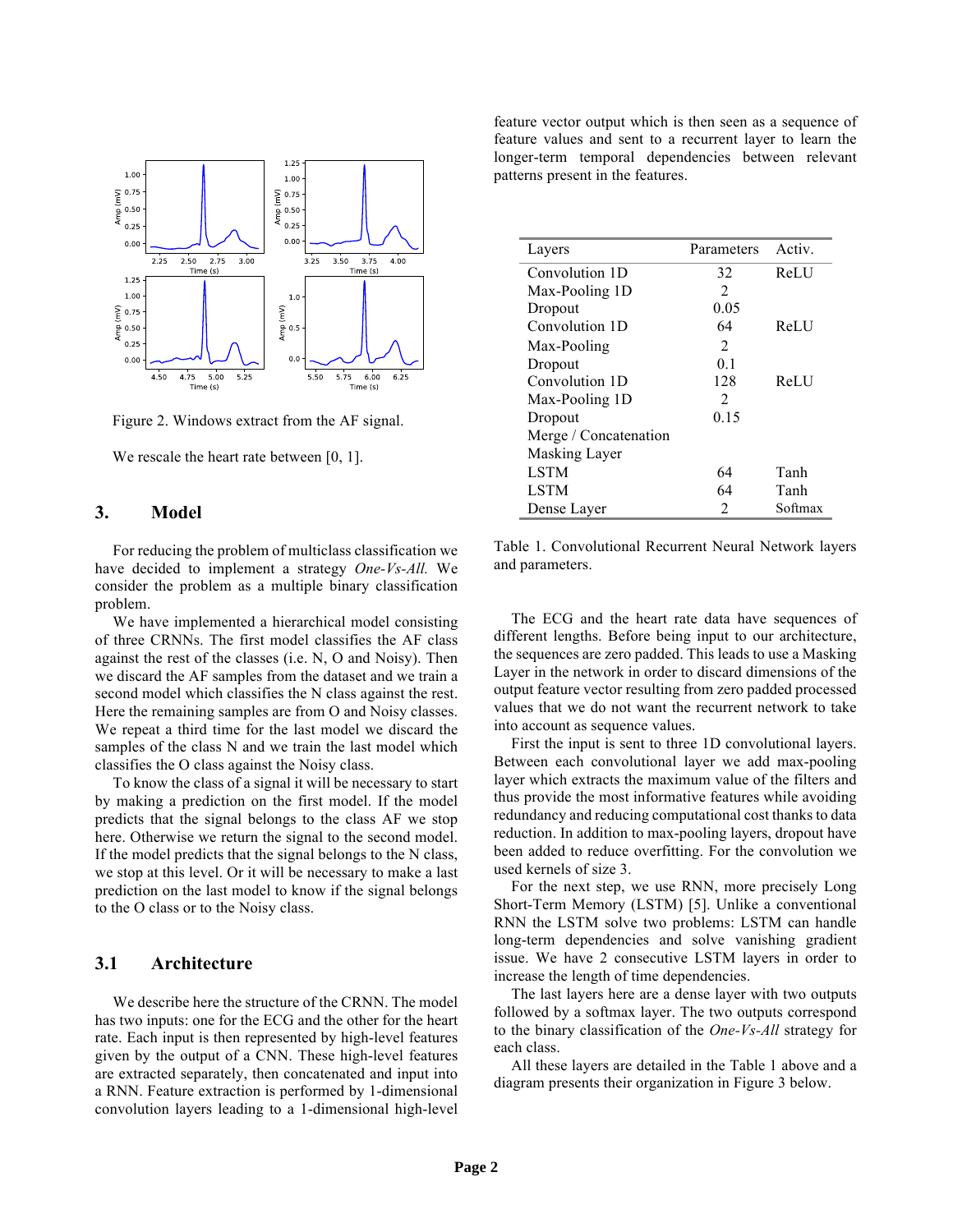Figure 2. Windows extract from the AF signal.

We rescale the heart rate between [0, 1].

## 3. Model

For reducing the problem of multiclass classification we have decided to implement a strategy *One-Vs-All.* We consider the problem as a multiple binary classification problem.

We have implemented a hierarchical model consisting of three CRNNs. The first model classifies the AF class against the rest of the classes (i.e. N, O and Noisy). Then we discard the AF samples from the dataset and we train a second model which classifies the N class against the rest. Here the remaining samples are from O and Noisy classes. We repeat a third time for the last model we discard the samples of the class N and we train the last model which classifies the O class against the Noisy class.

To know the class of a signal it will be necessary to start by making a prediction on the first model. If the model predicts that the signal belongs to the class AF we stop here. Otherwise we return the signal to the second model. If the model predicts that the signal belongs to the N class, we stop at this level. Or it will be necessary to make a last prediction on the last model to know if the signal belongs to the O class or to the Noisy class.

### 3.1 Architecture

We describe here the structure of the CRNN. The model has two inputs: one for the ECG and the other for the heart rate. Each input is then represented by high-level features given by the output of a CNN. These high-level features are extracted separately, then concatenated and input into a RNN. Feature extraction is performed by 1-dimensional convolution layers leading to a 1-dimensional high-level feature vector output which is then seen as a sequence of feature values and sent to a recurrent layer to learn the longer-term temporal dependencies between relevant patterns present in the features.

| Layers | Parameters | Activ. |
|---|---|---|
| Convolution 1D | 32 | ReLU |
| Max-Pooling 1D | 2 | |
| Dropout | 0.05 | |
| Convolution 1D | 64 | ReLU |
| Max-Pooling | 2 | |
| Dropout | 0.1 | |
| Convolution 1D | 128 | ReLU |
| Max-Pooling 1D | 2 | |
| Dropout | 0.15 | |
| Merge / Concatenation | | |
| Masking Layer | | |
| LSTM | 64 | Tanh |
| LSTM | 64 | Tanh |
| Dense Layer | 2 | Softmax |

Table 1. Convolutional Recurrent Neural Network layers and parameters.

The ECG and the heart rate data have sequences of different lengths. Before being input to our architecture, the sequences are zero padded. This leads to use a Masking Layer in the network in order to discard dimensions of the output feature vector resulting from zero padded processed values that we do not want the recurrent network to take into account as sequence values.

First the input is sent to three 1D convolutional layers. Between each convolutional layer we add max-pooling layer which extracts the maximum value of the filters and thus provide the most informative features while avoiding redundancy and reducing computational cost thanks to data reduction. In addition to max-pooling layers, dropout have been added to reduce overfitting. For the convolution we used kernels of size 3.

For the next step, we use RNN, more precisely Long Short-Term Memory (LSTM) [5]. Unlike a conventional RNN the LSTM solve two problems: LSTM can handle long-term dependencies and solve vanishing gradient issue. We have 2 consecutive LSTM layers in order to increase the length of time dependencies.

The last layers here are a dense layer with two outputs followed by a softmax layer. The two outputs correspond to the binary classification of the *One-Vs-All* strategy for each class.

All these layers are detailed in the Table 1 above and a diagram presents their organization in Figure 3 below.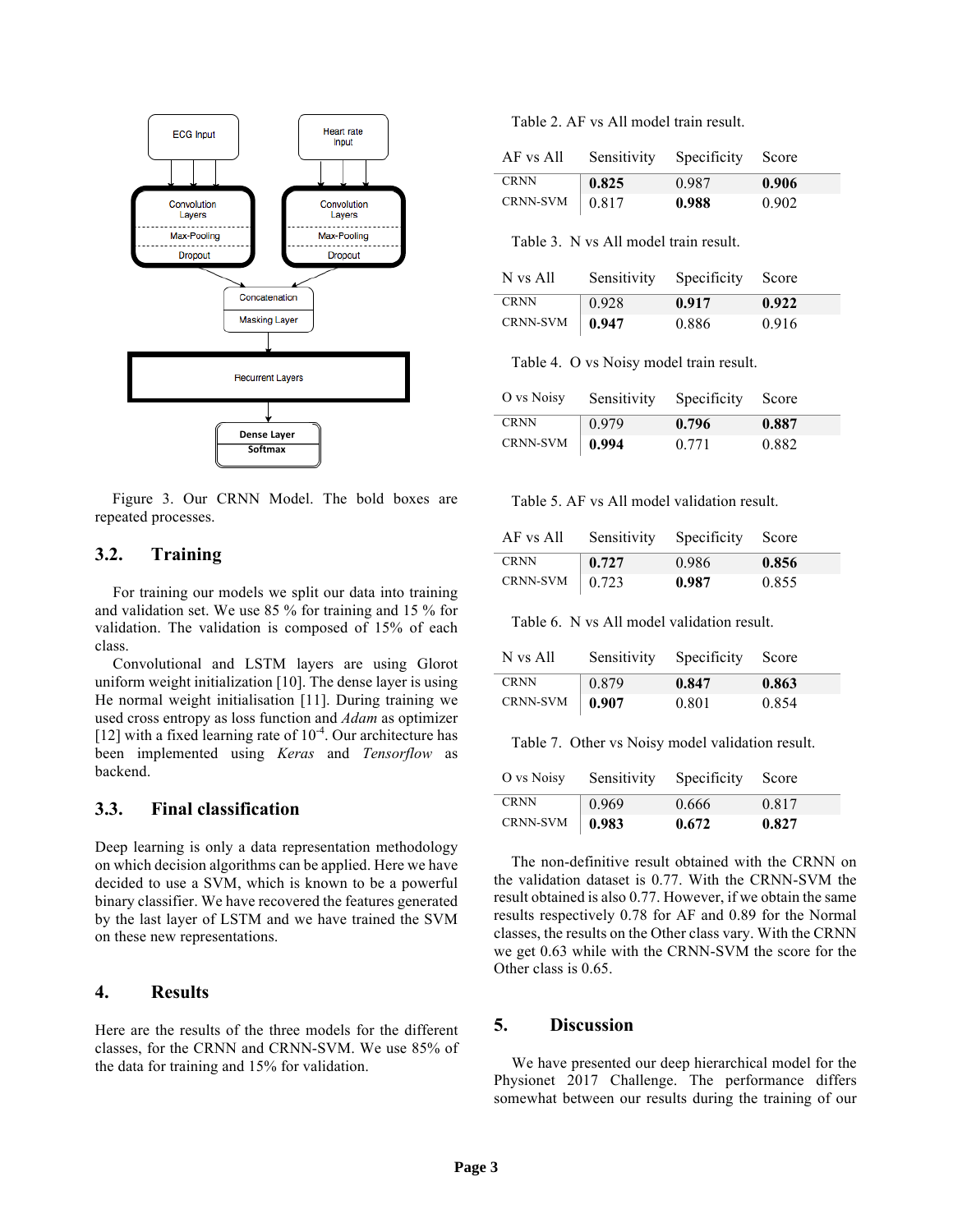Figure 3. Our CRNN Model. The bold boxes are repeated processes.

## 3.2. Training

For training our models we split our data into training and validation set. We use 85 % for training and 15 % for validation. The validation is composed of 15% of each class.

Convolutional and LSTM layers are using Glorot uniform weight initialization [10]. The dense layer is using He normal weight initialisation [11]. During training we used cross entropy as loss function and *Adam* as optimizer [12] with a fixed learning rate of $10^{-4}$. Our architecture has been implemented using *Keras* and *Tensorflow* as backend.

## 3.3. Final classification

Deep learning is only a data representation methodology on which decision algorithms can be applied. Here we have decided to use a SVM, which is known to be a powerful binary classifier. We have recovered the features generated by the last layer of LSTM and we have trained the SVM on these new representations.

# 4. Results

Here are the results of the three models for the different classes, for the CRNN and CRNN-SVM. We use 85% of the data for training and 15% for validation.

Table 2. AF vs All model train result.

| AF vs All | Sensitivity | Specificity | Score |
|---|---|---|---|
| CRNN | **0.825** | 0.987 | **0.906** |
| CRNN-SVM | 0.817 | **0.988** | 0.902 |

Table 3. N vs All model train result.

| N vs All | Sensitivity | Specificity | Score |
|---|---|---|---|
| CRNN | 0.928 | **0.917** | **0.922** |
| CRNN-SVM | **0.947** | 0.886 | 0.916 |

Table 4. O vs Noisy model train result.

| O vs Noisy | Sensitivity | Specificity | Score |
|---|---|---|---|
| CRNN | 0.979 | **0.796** | **0.887** |
| CRNN-SVM | **0.994** | 0.771 | 0.882 |

Table 5. AF vs All model validation result.

| AF vs All | Sensitivity | Specificity | Score |
|---|---|---|---|
| CRNN | **0.727** | 0.986 | **0.856** |
| CRNN-SVM | 0.723 | **0.987** | 0.855 |

Table 6. N vs All model validation result.

| N vs All | Sensitivity | Specificity | Score |
|---|---|---|---|
| CRNN | 0.879 | **0.847** | **0.863** |
| CRNN-SVM | **0.907** | 0.801 | 0.854 |

Table 7. Other vs Noisy model validation result.

| O vs Noisy | Sensitivity | Specificity | Score |
|---|---|---|---|
| CRNN | 0.969 | 0.666 | 0.817 |
| CRNN-SVM | **0.983** | **0.672** | **0.827** |

The non-definitive result obtained with the CRNN on the validation dataset is 0.77. With the CRNN-SVM the result obtained is also 0.77. However, if we obtain the same results respectively 0.78 for AF and 0.89 for the Normal classes, the results on the Other class vary. With the CRNN we get 0.63 while with the CRNN-SVM the score for the Other class is 0.65.

# 5. Discussion

We have presented our deep hierarchical model for the Physionet 2017 Challenge. The performance differs somewhat between our results during the training of our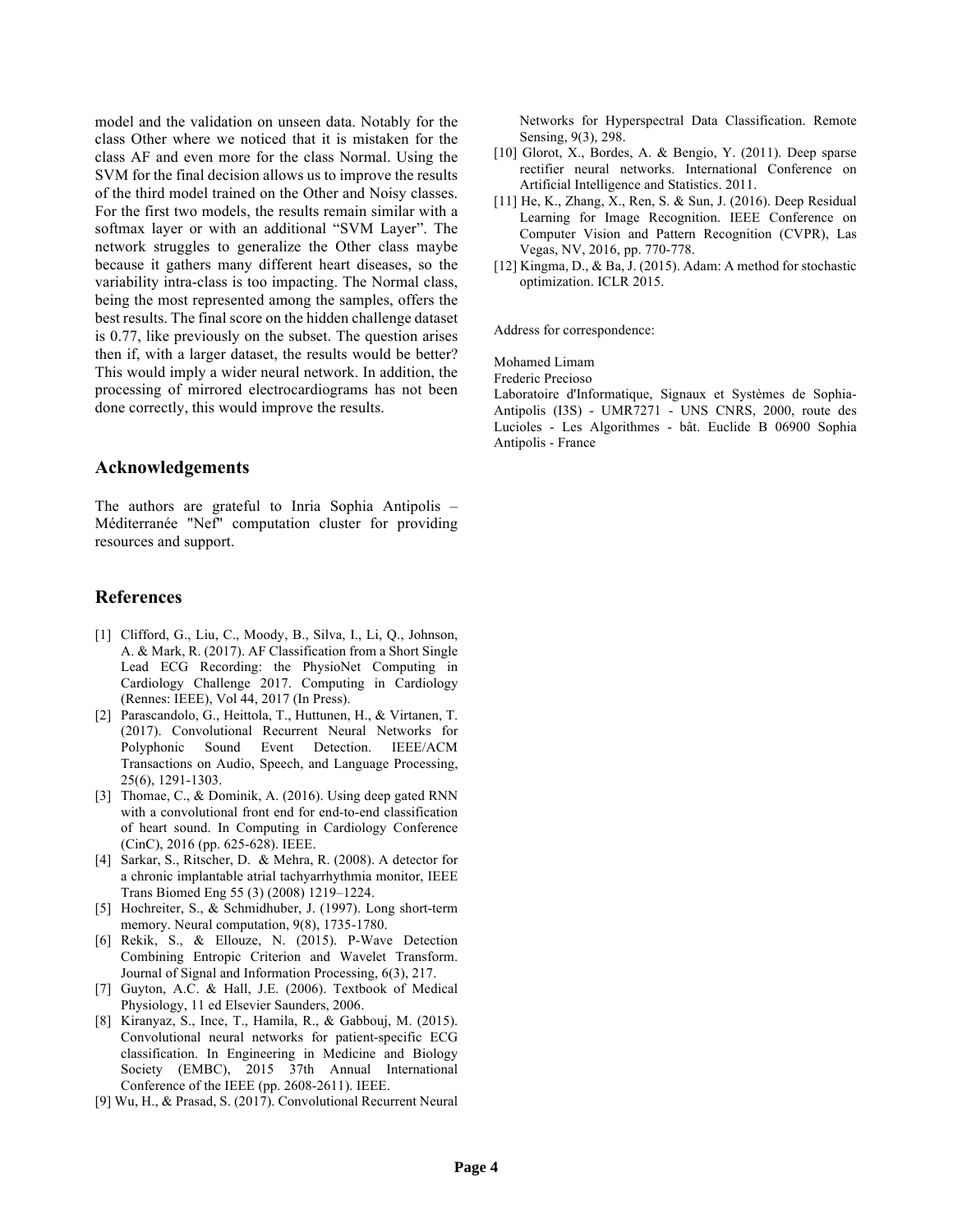model and the validation on unseen data. Notably for the class Other where we noticed that it is mistaken for the class AF and even more for the class Normal. Using the SVM for the final decision allows us to improve the results of the third model trained on the Other and Noisy classes. For the first two models, the results remain similar with a softmax layer or with an additional "SVM Layer". The network struggles to generalize the Other class maybe because it gathers many different heart diseases, so the variability intra-class is too impacting. The Normal class, being the most represented among the samples, offers the best results. The final score on the hidden challenge dataset is 0.77, like previously on the subset. The question arises then if, with a larger dataset, the results would be better? This would imply a wider neural network. In addition, the processing of mirrored electrocardiograms has not been done correctly, this would improve the results.

## Acknowledgements

The authors are grateful to Inria Sophia Antipolis – Méditerranée "Nef" computation cluster for providing resources and support.

## References

[1] Clifford, G., Liu, C., Moody, B., Silva, I., Li, Q., Johnson, A. & Mark, R. (2017). AF Classification from a Short Single Lead ECG Recording: the PhysioNet Computing in Cardiology Challenge 2017. Computing in Cardiology (Rennes: IEEE), Vol 44, 2017 (In Press).

[2] Parascandolo, G., Heittola, T., Huttunen, H., & Virtanen, T. (2017). Convolutional Recurrent Neural Networks for Polyphonic Sound Event Detection. IEEE/ACM Transactions on Audio, Speech, and Language Processing, 25(6), 1291-1303.

[3] Thomae, C., & Dominik, A. (2016). Using deep gated RNN with a convolutional front end for end-to-end classification of heart sound. In Computing in Cardiology Conference (CinC), 2016 (pp. 625-628). IEEE.

[4] Sarkar, S., Ritscher, D. & Mehra, R. (2008). A detector for a chronic implantable atrial tachyarrhythmia monitor, IEEE Trans Biomed Eng 55 (3) (2008) 1219–1224.

[5] Hochreiter, S., & Schmidhuber, J. (1997). Long short-term memory. Neural computation, 9(8), 1735-1780.

[6] Rekik, S., & Ellouze, N. (2015). P-Wave Detection Combining Entropic Criterion and Wavelet Transform. Journal of Signal and Information Processing, 6(3), 217.

[7] Guyton, A.C. & Hall, J.E. (2006). Textbook of Medical Physiology, 11 ed Elsevier Saunders, 2006.

[8] Kiranyaz, S., Ince, T., Hamila, R., & Gabbouj, M. (2015). Convolutional neural networks for patient-specific ECG classification. In Engineering in Medicine and Biology Society (EMBC), 2015 37th Annual International Conference of the IEEE (pp. 2608-2611). IEEE.

[9] Wu, H., & Prasad, S. (2017). Convolutional Recurrent Neural Networks for Hyperspectral Data Classification. Remote Sensing, 9(3), 298.

[10] Glorot, X., Bordes, A. & Bengio, Y. (2011). Deep sparse rectifier neural networks. International Conference on Artificial Intelligence and Statistics. 2011.

[11] He, K., Zhang, X., Ren, S. & Sun, J. (2016). Deep Residual Learning for Image Recognition. IEEE Conference on Computer Vision and Pattern Recognition (CVPR), Las Vegas, NV, 2016, pp. 770-778.

[12] Kingma, D., & Ba, J. (2015). Adam: A method for stochastic optimization. ICLR 2015.

Address for correspondence:

Mohamed Limam
Frederic Precioso
Laboratoire d'Informatique, Signaux et Systèmes de Sophia-Antipolis (I3S) - UMR7271 - UNS CNRS, 2000, route des Lucioles - Les Algorithmes - bât. Euclide B 06900 Sophia Antipolis - France